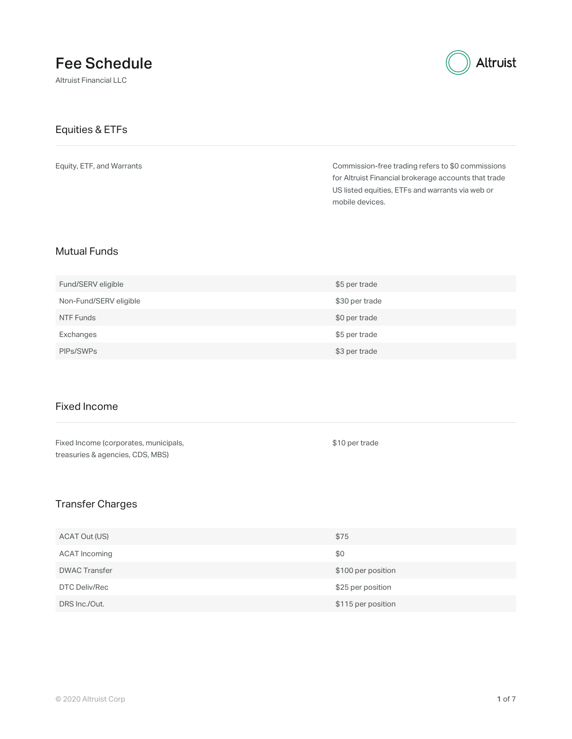# Fee Schedule

Altruist Financial LLC

## Equities & ETFs

| | |
|---|---|
| Equity, ETF, and Warrants | Commission-free trading refers to $0 commissions for Altruist Financial brokerage accounts that trade US listed equities, ETFs and warrants via web or mobile devices. |

## Mutual Funds

| | |
|---|---|
| Fund/SERV eligible | $5 per trade |
| Non-Fund/SERV eligible | $30 per trade |
| NTF Funds | $0 per trade |
| Exchanges | $5 per trade |
| PIPs/SWPs | $3 per trade |

## Fixed Income

| | |
|---|---|
| Fixed Income (corporates, municipals, treasuries & agencies, CDS, MBS) | $10 per trade |

## Transfer Charges

| | |
|---|---|
| ACAT Out (US) | $75 |
| ACAT Incoming | $0 |
| DWAC Transfer | $100 per position |
| DTC Deliv/Rec | $25 per position |
| DRS Inc./Out. | $115 per position |

© 2020 Altruist Corp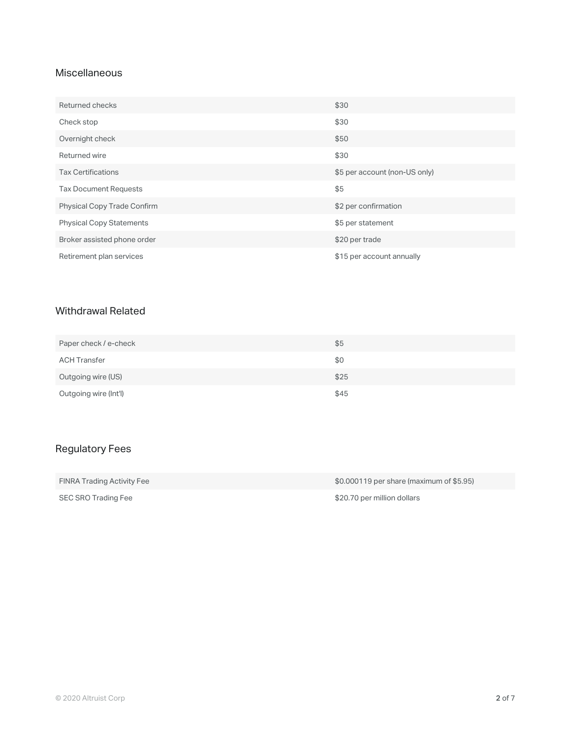## Miscellaneous

| | |
|---|---|
| Returned checks | $30 |
| Check stop | $30 |
| Overnight check | $50 |
| Returned wire | $30 |
| Tax Certifications | $5 per account (non-US only) |
| Tax Document Requests | $5 |
| Physical Copy Trade Confirm | $2 per confirmation |
| Physical Copy Statements | $5 per statement |
| Broker assisted phone order | $20 per trade |
| Retirement plan services | $15 per account annually |

## Withdrawal Related

| | |
|---|---|
| Paper check / e-check | $5 |
| ACH Transfer | $0 |
| Outgoing wire (US) | $25 |
| Outgoing wire (Int'l) | $45 |

## Regulatory Fees

| | |
|---|---|
| FINRA Trading Activity Fee | $0.000119 per share (maximum of $5.95) |
| SEC SRO Trading Fee | $20.70 per million dollars |

© 2020 Altruist Corp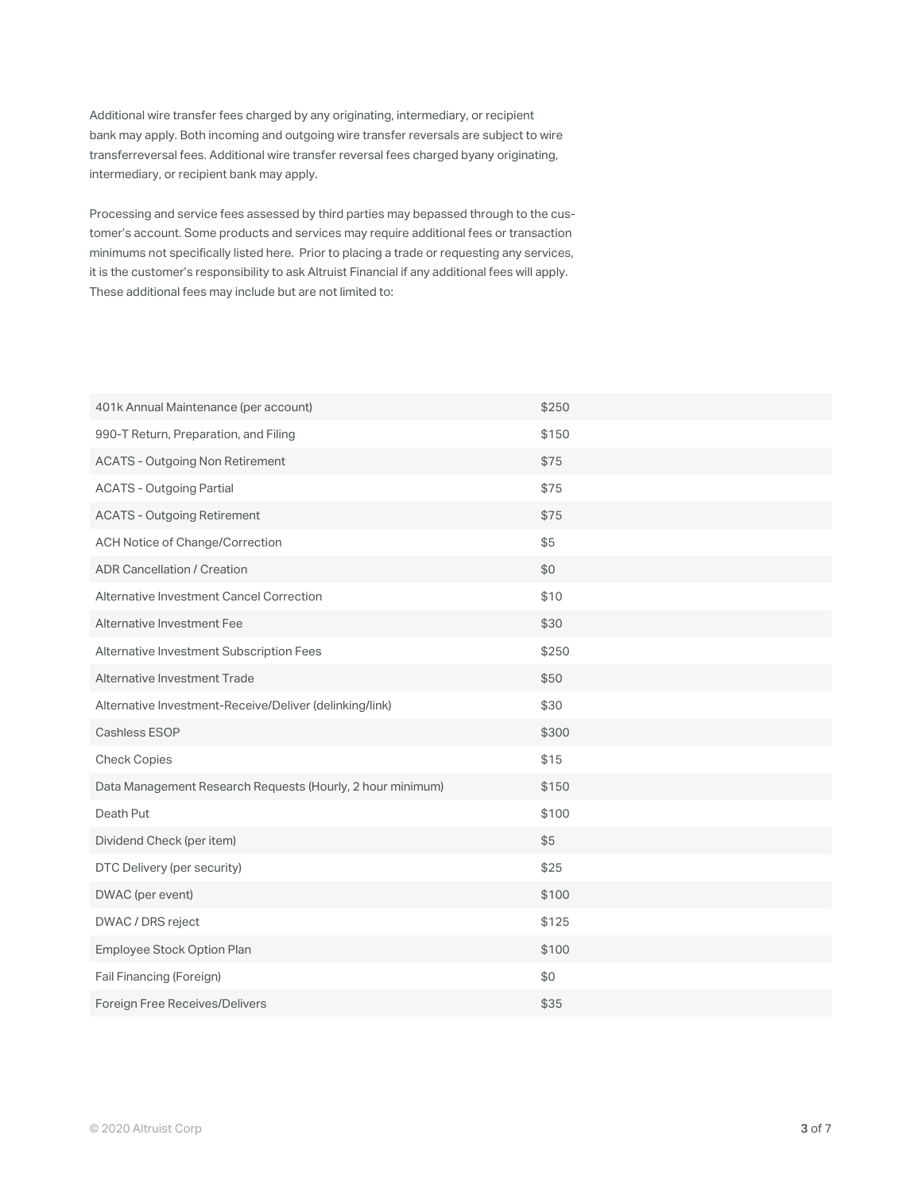Additional wire transfer fees charged by any originating, intermediary, or recipient bank may apply. Both incoming and outgoing wire transfer reversals are subject to wire transferreversal fees. Additional wire transfer reversal fees charged byany originating, intermediary, or recipient bank may apply.

Processing and service fees assessed by third parties may bepassed through to the customer's account. Some products and services may require additional fees or transaction minimums not specifically listed here. Prior to placing a trade or requesting any services, it is the customer's responsibility to ask Altruist Financial if any additional fees will apply. These additional fees may include but are not limited to:

| | |
|---|---|
| 401k Annual Maintenance (per account) | $250 |
| 990-T Return, Preparation, and Filing | $150 |
| ACATS - Outgoing Non Retirement | $75 |
| ACATS - Outgoing Partial | $75 |
| ACATS - Outgoing Retirement | $75 |
| ACH Notice of Change/Correction | $5 |
| ADR Cancellation / Creation | $0 |
| Alternative Investment Cancel Correction | $10 |
| Alternative Investment Fee | $30 |
| Alternative Investment Subscription Fees | $250 |
| Alternative Investment Trade | $50 |
| Alternative Investment-Receive/Deliver (delinking/link) | $30 |
| Cashless ESOP | $300 |
| Check Copies | $15 |
| Data Management Research Requests (Hourly, 2 hour minimum) | $150 |
| Death Put | $100 |
| Dividend Check (per item) | $5 |
| DTC Delivery (per security) | $25 |
| DWAC (per event) | $100 |
| DWAC / DRS reject | $125 |
| Employee Stock Option Plan | $100 |
| Fail Financing (Foreign) | $0 |
| Foreign Free Receives/Delivers | $35 |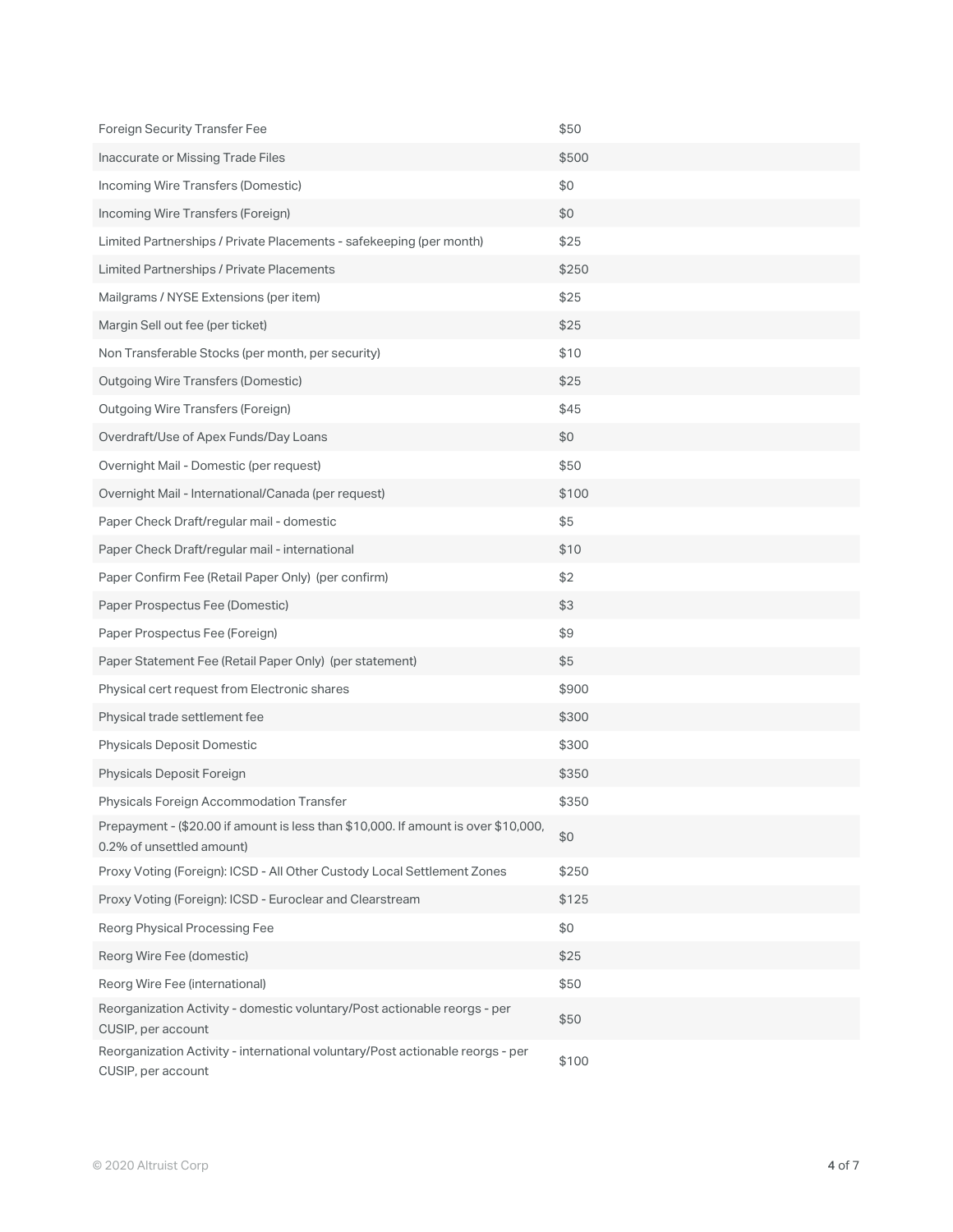| | |
|---|---|
| Foreign Security Transfer Fee | $50 |
| Inaccurate or Missing Trade Files | $500 |
| Incoming Wire Transfers (Domestic) | $0 |
| Incoming Wire Transfers (Foreign) | $0 |
| Limited Partnerships / Private Placements - safekeeping (per month) | $25 |
| Limited Partnerships / Private Placements | $250 |
| Mailgrams / NYSE Extensions (per item) | $25 |
| Margin Sell out fee (per ticket) | $25 |
| Non Transferable Stocks (per month, per security) | $10 |
| Outgoing Wire Transfers (Domestic) | $25 |
| Outgoing Wire Transfers (Foreign) | $45 |
| Overdraft/Use of Apex Funds/Day Loans | $0 |
| Overnight Mail - Domestic (per request) | $50 |
| Overnight Mail - International/Canada (per request) | $100 |
| Paper Check Draft/regular mail - domestic | $5 |
| Paper Check Draft/regular mail - international | $10 |
| Paper Confirm Fee (Retail Paper Only) (per confirm) | $2 |
| Paper Prospectus Fee (Domestic) | $3 |
| Paper Prospectus Fee (Foreign) | $9 |
| Paper Statement Fee (Retail Paper Only) (per statement) | $5 |
| Physical cert request from Electronic shares | $900 |
| Physical trade settlement fee | $300 |
| Physicals Deposit Domestic | $300 |
| Physicals Deposit Foreign | $350 |
| Physicals Foreign Accommodation Transfer | $350 |
| Prepayment - ($20.00 if amount is less than $10,000. If amount is over $10,000, 0.2% of unsettled amount) | $0 |
| Proxy Voting (Foreign): ICSD - All Other Custody Local Settlement Zones | $250 |
| Proxy Voting (Foreign): ICSD - Euroclear and Clearstream | $125 |
| Reorg Physical Processing Fee | $0 |
| Reorg Wire Fee (domestic) | $25 |
| Reorg Wire Fee (international) | $50 |
| Reorganization Activity - domestic voluntary/Post actionable reorgs - per CUSIP, per account | $50 |
| Reorganization Activity - international voluntary/Post actionable reorgs - per CUSIP, per account | $100 |

© 2020 Altruist Corp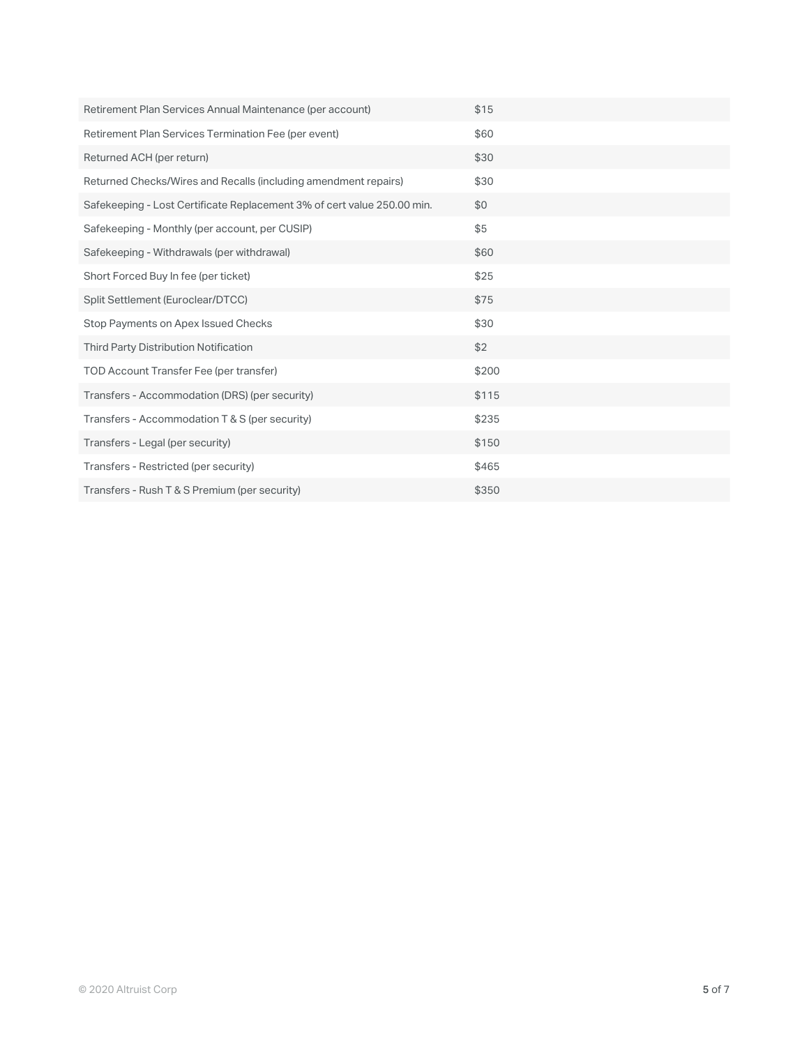| | |
|---|---|
| Retirement Plan Services Annual Maintenance (per account) | $15 |
| Retirement Plan Services Termination Fee (per event) | $60 |
| Returned ACH (per return) | $30 |
| Returned Checks/Wires and Recalls (including amendment repairs) | $30 |
| Safekeeping - Lost Certificate Replacement 3% of cert value 250.00 min. | $0 |
| Safekeeping - Monthly (per account, per CUSIP) | $5 |
| Safekeeping - Withdrawals (per withdrawal) | $60 |
| Short Forced Buy In fee (per ticket) | $25 |
| Split Settlement (Euroclear/DTCC) | $75 |
| Stop Payments on Apex Issued Checks | $30 |
| Third Party Distribution Notification | $2 |
| TOD Account Transfer Fee (per transfer) | $200 |
| Transfers - Accommodation (DRS) (per security) | $115 |
| Transfers - Accommodation T & S (per security) | $235 |
| Transfers - Legal (per security) | $150 |
| Transfers - Restricted (per security) | $465 |
| Transfers - Rush T & S Premium (per security) | $350 |

© 2020 Altruist Corp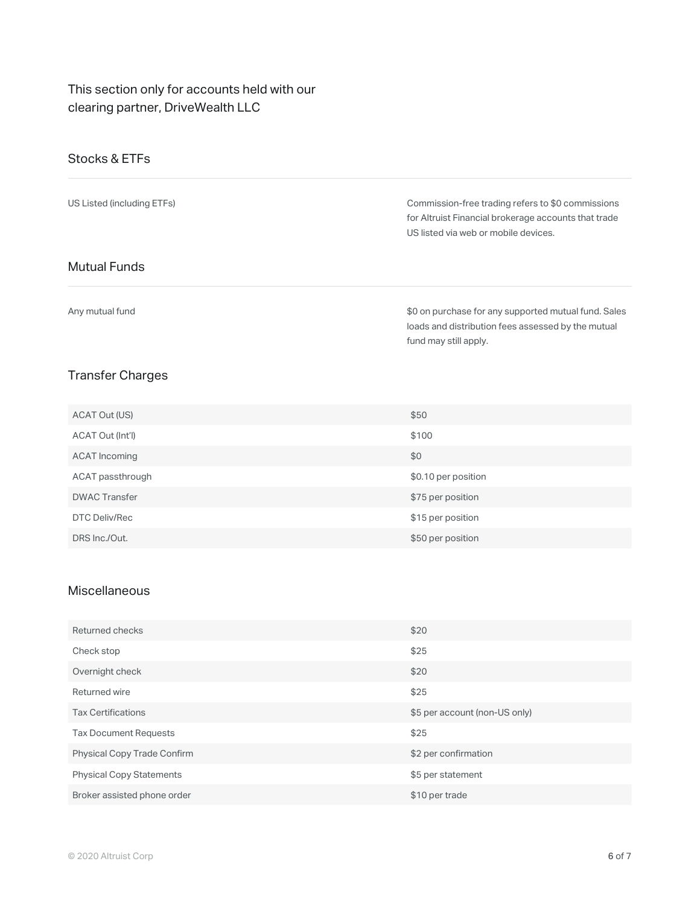This section only for accounts held with our clearing partner, DriveWealth LLC

## Stocks & ETFs

| | |
|---|---|
| US Listed (including ETFs) | Commission-free trading refers to $0 commissions for Altruist Financial brokerage accounts that trade US listed via web or mobile devices. |

## Mutual Funds

| | |
|---|---|
| Any mutual fund | $0 on purchase for any supported mutual fund. Sales loads and distribution fees assessed by the mutual fund may still apply. |

## Transfer Charges

| | |
|---|---|
| ACAT Out (US) | $50 |
| ACAT Out (Int'l) | $100 |
| ACAT Incoming | $0 |
| ACAT passthrough | $0.10 per position |
| DWAC Transfer | $75 per position |
| DTC Deliv/Rec | $15 per position |
| DRS Inc./Out. | $50 per position |

## Miscellaneous

| | |
|---|---|
| Returned checks | $20 |
| Check stop | $25 |
| Overnight check | $20 |
| Returned wire | $25 |
| Tax Certifications | $5 per account (non-US only) |
| Tax Document Requests | $25 |
| Physical Copy Trade Confirm | $2 per confirmation |
| Physical Copy Statements | $5 per statement |
| Broker assisted phone order | $10 per trade |

© 2020 Altruist Corp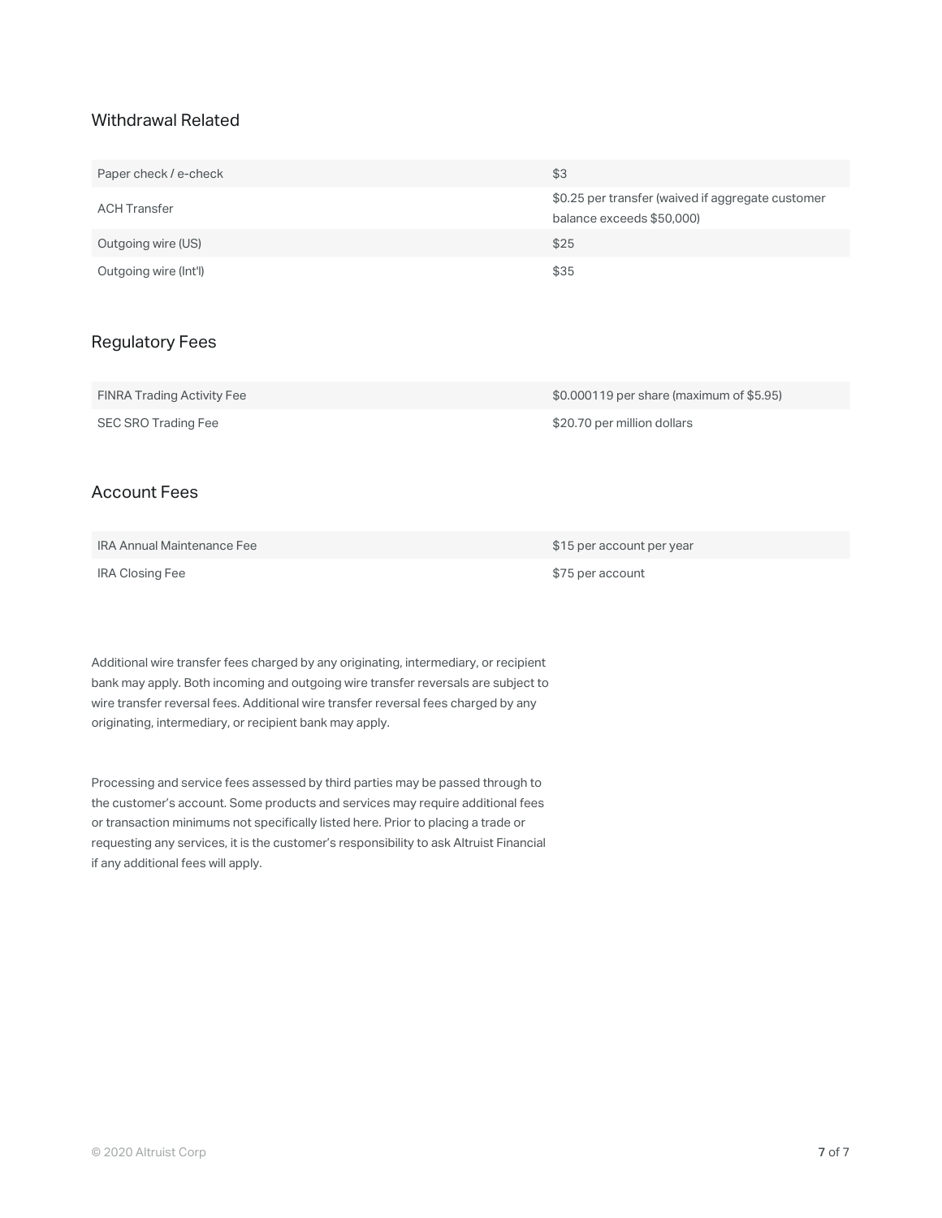## Withdrawal Related

| | |
|---|---|
| Paper check / e-check | $3 |
| ACH Transfer | $0.25 per transfer (waived if aggregate customer balance exceeds $50,000) |
| Outgoing wire (US) | $25 |
| Outgoing wire (Int'l) | $35 |

## Regulatory Fees

| | |
|---|---|
| FINRA Trading Activity Fee | $0.000119 per share (maximum of $5.95) |
| SEC SRO Trading Fee | $20.70 per million dollars |

## Account Fees

| | |
|---|---|
| IRA Annual Maintenance Fee | $15 per account per year |
| IRA Closing Fee | $75 per account |

Additional wire transfer fees charged by any originating, intermediary, or recipient bank may apply. Both incoming and outgoing wire transfer reversals are subject to wire transfer reversal fees. Additional wire transfer reversal fees charged by any originating, intermediary, or recipient bank may apply.

Processing and service fees assessed by third parties may be passed through to the customer's account. Some products and services may require additional fees or transaction minimums not specifically listed here. Prior to placing a trade or requesting any services, it is the customer's responsibility to ask Altruist Financial if any additional fees will apply.

© 2020 Altruist Corp